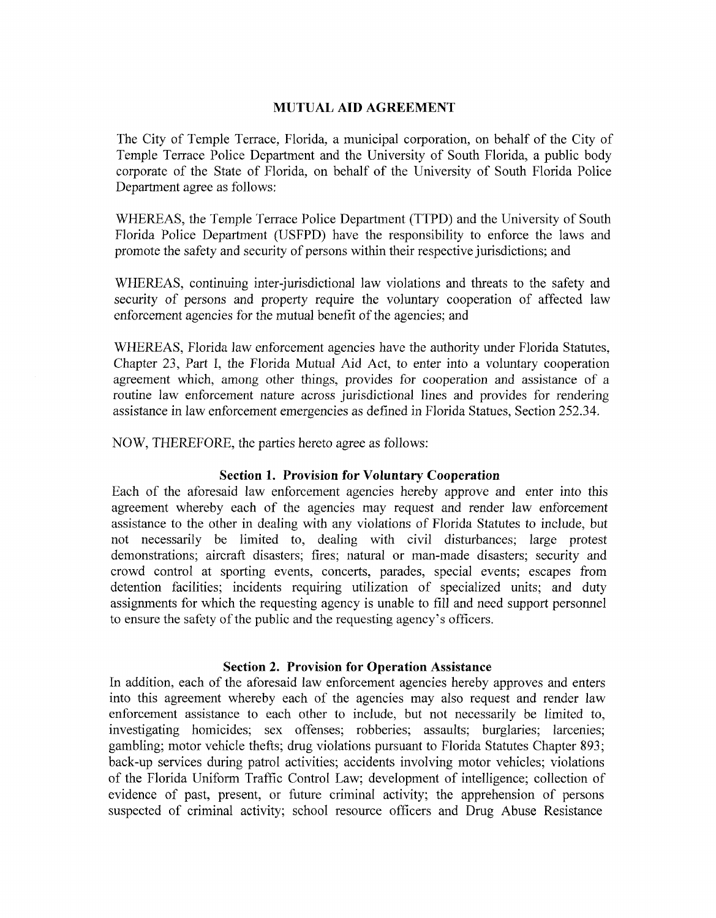# MUTUAL AID AGREEMENT

The City of Temple Terrace, Florida, a municipal corporation, on behalf of the City of Temple Terrace Police Department and the University of South Florida, a public body corporate of the State of Florida, on behalf of the University of South Florida Police Department agree as follows:

WHEREAS, the Temple Terrace Police Department (TTPD) and the University of South Florida Police Department (USFPD) have the responsibility to enforce the laws and promote the safety and security of persons within their respective jurisdictions; and

WHEREAS, continuing inter-jurisdictional law violations and threats to the safety and security of persons and property require the voluntary cooperation of affected law enforcement agencies for the mutual benefit of the agencies; and

WHEREAS, Florida law enforcement agencies have the authority under Florida Statutes, Chapter 23, Part I, the Florida Mutual Aid Act, to enter into a voluntary cooperation agreement which, among other things, provides for cooperation and assistance of a routine law enforcement nature across jurisdictional lines and provides for rendering assistance in law enforcement emergencies as defined in Florida Statues, Section 252.34.

NOW, THEREFORE, the parties hereto agree as follows:

### Section 1. Provision for Voluntary Cooperation

Each of the aforesaid law enforcement agencies hereby approve and enter into this agreement whereby each of the agencies may request and render law enforcement assistance to the other in dealing with any violations of Florida Statutes to include, but not necessarily be limited to, dealing with civil disturbances; large protest demonstrations; aircraft disasters; fires; natural or man-made disasters; security and crowd control at sporting events, concerts, parades, special events; escapes from detention facilities; incidents requiring utilization of specialized units; and duty assignments for which the requesting agency is unable to fill and need support personnel to ensure the safety of the public and the requesting agency's officers.

### Section 2. Provision for Operation Assistance

In addition, each of the aforesaid law enforcement agencies hereby approves and enters into this agreement whereby each of the agencies may also request and render law enforcement assistance to each other to include, but not necessarily be limited to, investigating homicides; sex offenses; robberies; assaults; burglaries; larcenies; gambling; motor vehicle thefts; drug violations pursuant to Florida Statutes Chapter 893; back-up services during patrol activities; accidents involving motor vehicles; violations of the Florida Uniform Traffic Control Law; development of intelligence; collection of evidence of past, present, or future criminal activity; the apprehension of persons suspected of criminal activity; school resource officers and Drug Abuse Resistance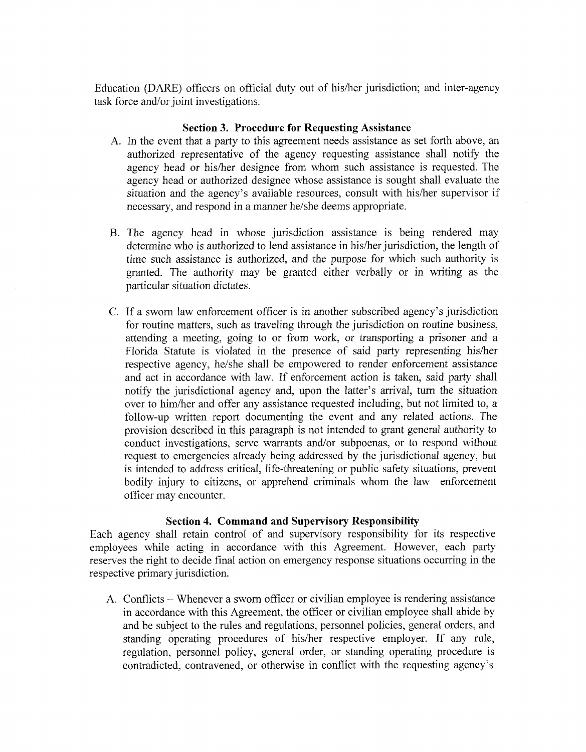Education (DARE) officers on official duty out of his/her jurisdiction; and inter-agency task force and/or joint investigations.

### Section 3. Procedure for Requesting Assistance

A. In the event that a party to this agreement needs assistance as set forth above, an authorized representative of the agency requesting assistance shall notify the agency head or his/her designee from whom such assistance is requested. The agency head or authorized designee whose assistance is sought shall evaluate the situation and the agency's available resources, consult with his/her supervisor if necessary, and respond in a manner he/she deems appropriate.

B. The agency head in whose jurisdiction assistance is being rendered may determine who is authorized to lend assistance in his/her jurisdiction, the length of time such assistance is authorized, and the purpose for which such authority is granted. The authority may be granted either verbally or in writing as the particular situation dictates.

C. If a sworn law enforcement officer is in another subscribed agency's jurisdiction for routine matters, such as traveling through the jurisdiction on routine business, attending a meeting, going to or from work, or transporting a prisoner and a Florida Statute is violated in the presence of said party representing his/her respective agency, he/she shall be empowered to render enforcement assistance and act in accordance with law. If enforcement action is taken, said party shall notify the jurisdictional agency and, upon the latter's arrival, turn the situation over to him/her and offer any assistance requested including, but not limited to, a follow-up written report documenting the event and any related actions. The provision described in this paragraph is not intended to grant general authority to conduct investigations, serve warrants and/or subpoenas, or to respond without request to emergencies already being addressed by the jurisdictional agency, but is intended to address critical, life-threatening or public safety situations, prevent bodily injury to citizens, or apprehend criminals whom the law enforcement officer may encounter.

### Section 4. Command and Supervisory Responsibility

Each agency shall retain control of and supervisory responsibility for its respective employees while acting in accordance with this Agreement. However, each party reserves the right to decide final action on emergency response situations occurring in the respective primary jurisdiction.

A. Conflicts – Whenever a sworn officer or civilian employee is rendering assistance in accordance with this Agreement, the officer or civilian employee shall abide by and be subject to the rules and regulations, personnel policies, general orders, and standing operating procedures of his/her respective employer. If any rule, regulation, personnel policy, general order, or standing operating procedure is contradicted, contravened, or otherwise in conflict with the requesting agency's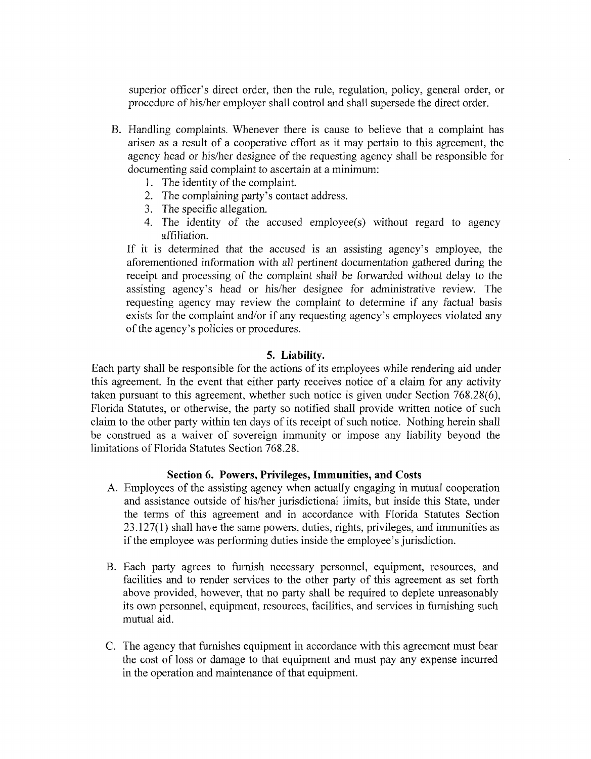superior officer's direct order, then the rule, regulation, policy, general order, or procedure of his/her employer shall control and shall supersede the direct order.

B. Handling complaints. Whenever there is cause to believe that a complaint has arisen as a result of a cooperative effort as it may pertain to this agreement, the agency head or his/her designee of the requesting agency shall be responsible for documenting said complaint to ascertain at a minimum:
   1. The identity of the complaint.
   2. The complaining party's contact address.
   3. The specific allegation.
   4. The identity of the accused employee(s) without regard to agency affiliation.

   If it is determined that the accused is an assisting agency's employee, the aforementioned information with all pertinent documentation gathered during the receipt and processing of the complaint shall be forwarded without delay to the assisting agency's head or his/her designee for administrative review. The requesting agency may review the complaint to determine if any factual basis exists for the complaint and/or if any requesting agency's employees violated any of the agency's policies or procedures.

### 5. Liability.

Each party shall be responsible for the actions of its employees while rendering aid under this agreement. In the event that either party receives notice of a claim for any activity taken pursuant to this agreement, whether such notice is given under Section 768.28(6), Florida Statutes, or otherwise, the party so notified shall provide written notice of such claim to the other party within ten days of its receipt of such notice. Nothing herein shall be construed as a waiver of sovereign immunity or impose any liability beyond the limitations of Florida Statutes Section 768.28.

### Section 6. Powers, Privileges, Immunities, and Costs

A. Employees of the assisting agency when actually engaging in mutual cooperation and assistance outside of his/her jurisdictional limits, but inside this State, under the terms of this agreement and in accordance with Florida Statutes Section 23.127(1) shall have the same powers, duties, rights, privileges, and immunities as if the employee was performing duties inside the employee's jurisdiction.

B. Each party agrees to furnish necessary personnel, equipment, resources, and facilities and to render services to the other party of this agreement as set forth above provided, however, that no party shall be required to deplete unreasonably its own personnel, equipment, resources, facilities, and services in furnishing such mutual aid.

C. The agency that furnishes equipment in accordance with this agreement must bear the cost of loss or damage to that equipment and must pay any expense incurred in the operation and maintenance of that equipment.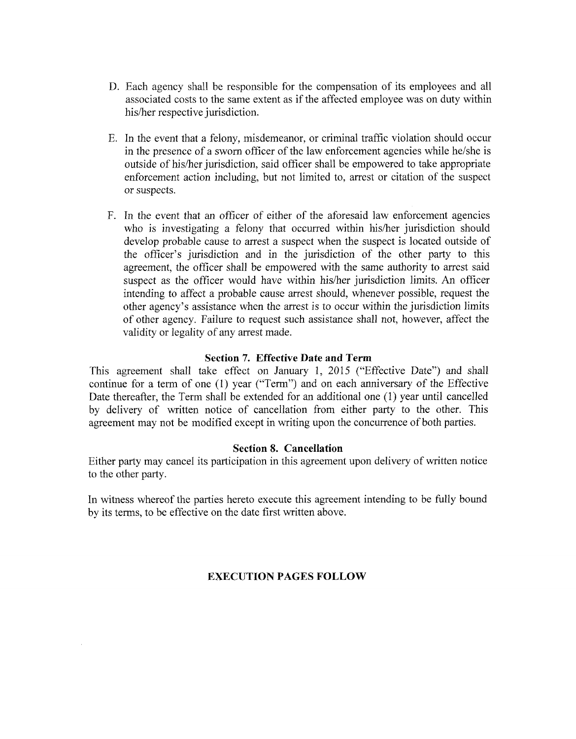D. Each agency shall be responsible for the compensation of its employees and all associated costs to the same extent as if the affected employee was on duty within his/her respective jurisdiction.

E. In the event that a felony, misdemeanor, or criminal traffic violation should occur in the presence of a sworn officer of the law enforcement agencies while he/she is outside of his/her jurisdiction, said officer shall be empowered to take appropriate enforcement action including, but not limited to, arrest or citation of the suspect or suspects.

F. In the event that an officer of either of the aforesaid law enforcement agencies who is investigating a felony that occurred within his/her jurisdiction should develop probable cause to arrest a suspect when the suspect is located outside of the officer's jurisdiction and in the jurisdiction of the other party to this agreement, the officer shall be empowered with the same authority to arrest said suspect as the officer would have within his/her jurisdiction limits. An officer intending to affect a probable cause arrest should, whenever possible, request the other agency's assistance when the arrest is to occur within the jurisdiction limits of other agency. Failure to request such assistance shall not, however, affect the validity or legality of any arrest made.

**Section 7. Effective Date and Term**

This agreement shall take effect on January 1, 2015 ("Effective Date") and shall continue for a term of one (1) year ("Term") and on each anniversary of the Effective Date thereafter, the Term shall be extended for an additional one (1) year until cancelled by delivery of written notice of cancellation from either party to the other. This agreement may not be modified except in writing upon the concurrence of both parties.

**Section 8. Cancellation**

Either party may cancel its participation in this agreement upon delivery of written notice to the other party.

In witness whereof the parties hereto execute this agreement intending to be fully bound by its terms, to be effective on the date first written above.

**EXECUTION PAGES FOLLOW**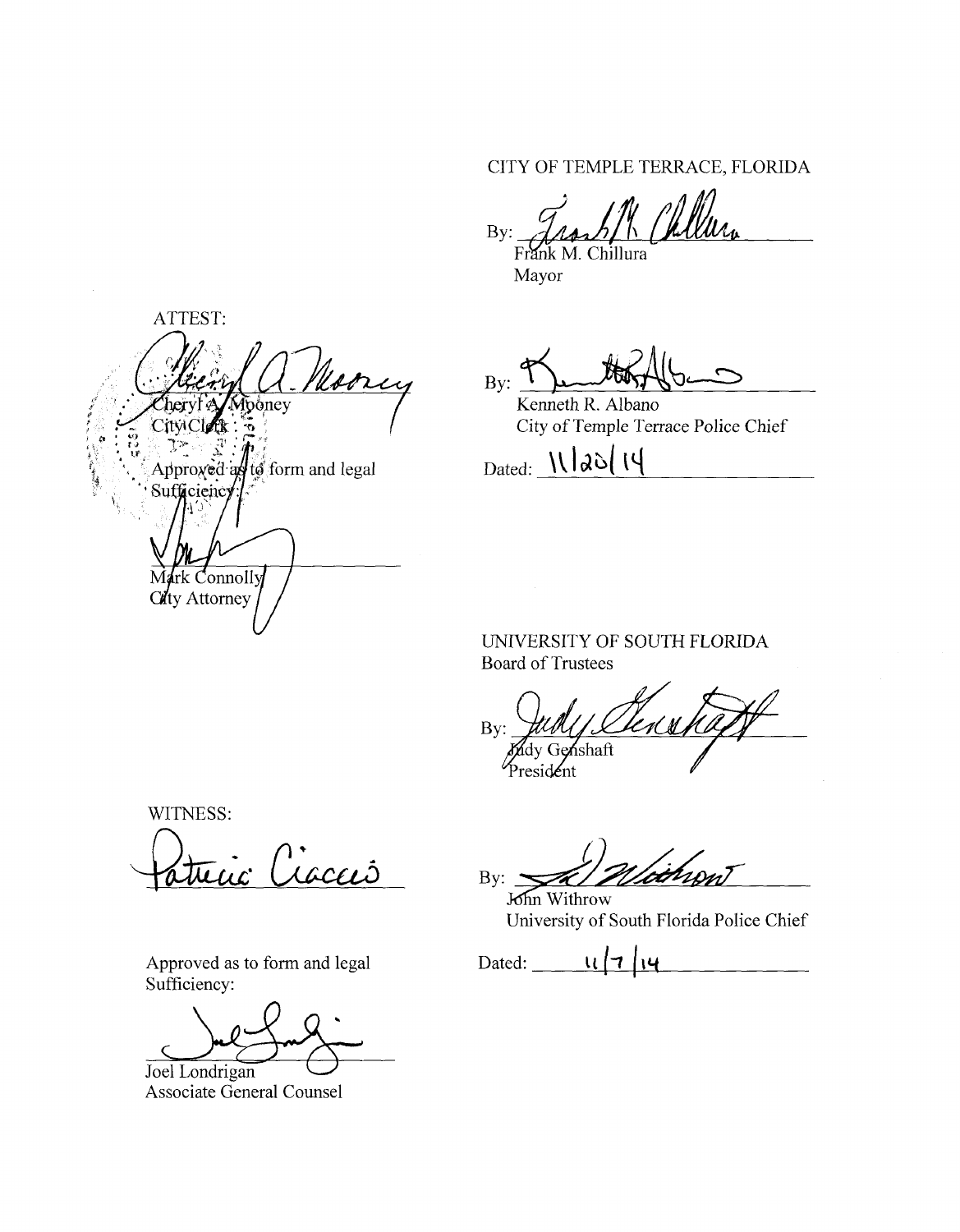CITY OF TEMPLE TERRACE, FLORIDA

By: ______________________
Frank M. Chillura
Mayor

ATTEST:

______________________
Cheryl A. Mooney
City Clerk

Approved as to form and legal
Sufficiency:

______________________
Mark Connolly
City Attorney

By: ______________________
Kenneth R. Albano
City of Temple Terrace Police Chief

Dated: 11/20/14

UNIVERSITY OF SOUTH FLORIDA
Board of Trustees

By: ______________________
Judy Genshaft
President

WITNESS:

______________________

By: ______________________
John Withrow
University of South Florida Police Chief

Dated: 11/7/14

Approved as to form and legal
Sufficiency:

______________________
Joel Londrigan
Associate General Counsel